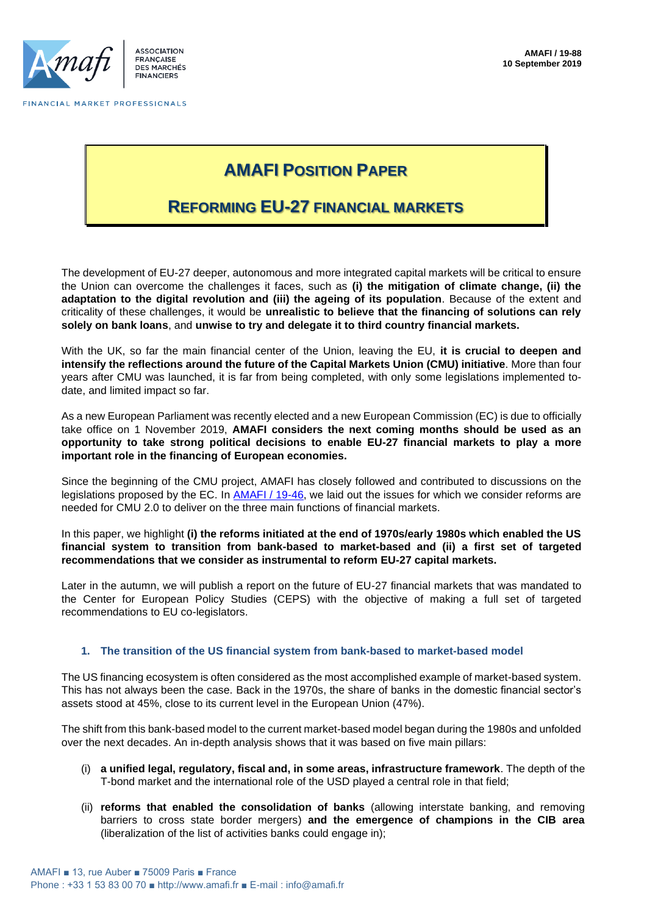AMAFI / 19-88
10 September 2019

# AMAFI POSITION PAPER

# REFORMING EU-27 FINANCIAL MARKETS

The development of EU-27 deeper, autonomous and more integrated capital markets will be critical to ensure the Union can overcome the challenges it faces, such as **(i) the mitigation of climate change, (ii) the adaptation to the digital revolution and (iii) the ageing of its population**. Because of the extent and criticality of these challenges, it would be **unrealistic to believe that the financing of solutions can rely solely on bank loans**, and **unwise to try and delegate it to third country financial markets.**

With the UK, so far the main financial center of the Union, leaving the EU, **it is crucial to deepen and intensify the reflections around the future of the Capital Markets Union (CMU) initiative**. More than four years after CMU was launched, it is far from being completed, with only some legislations implemented to-date, and limited impact so far.

As a new European Parliament was recently elected and a new European Commission (EC) is due to officially take office on 1 November 2019, **AMAFI considers the next coming months should be used as an opportunity to take strong political decisions to enable EU-27 financial markets to play a more important role in the financing of European economies.**

Since the beginning of the CMU project, AMAFI has closely followed and contributed to discussions on the legislations proposed by the EC. In AMAFI / 19-46, we laid out the issues for which we consider reforms are needed for CMU 2.0 to deliver on the three main functions of financial markets.

In this paper, we highlight **(i) the reforms initiated at the end of 1970s/early 1980s which enabled the US financial system to transition from bank-based to market-based and (ii) a first set of targeted recommendations that we consider as instrumental to reform EU-27 capital markets.**

Later in the autumn, we will publish a report on the future of EU-27 financial markets that was mandated to the Center for European Policy Studies (CEPS) with the objective of making a full set of targeted recommendations to EU co-legislators.

## 1. The transition of the US financial system from bank-based to market-based model

The US financing ecosystem is often considered as the most accomplished example of market-based system. This has not always been the case. Back in the 1970s, the share of banks in the domestic financial sector's assets stood at 45%, close to its current level in the European Union (47%).

The shift from this bank-based model to the current market-based model began during the 1980s and unfolded over the next decades. An in-depth analysis shows that it was based on five main pillars:

- (i) **a unified legal, regulatory, fiscal and, in some areas, infrastructure framework**. The depth of the T-bond market and the international role of the USD played a central role in that field;
- (ii) **reforms that enabled the consolidation of banks** (allowing interstate banking, and removing barriers to cross state border mergers) **and the emergence of champions in the CIB area** (liberalization of the list of activities banks could engage in);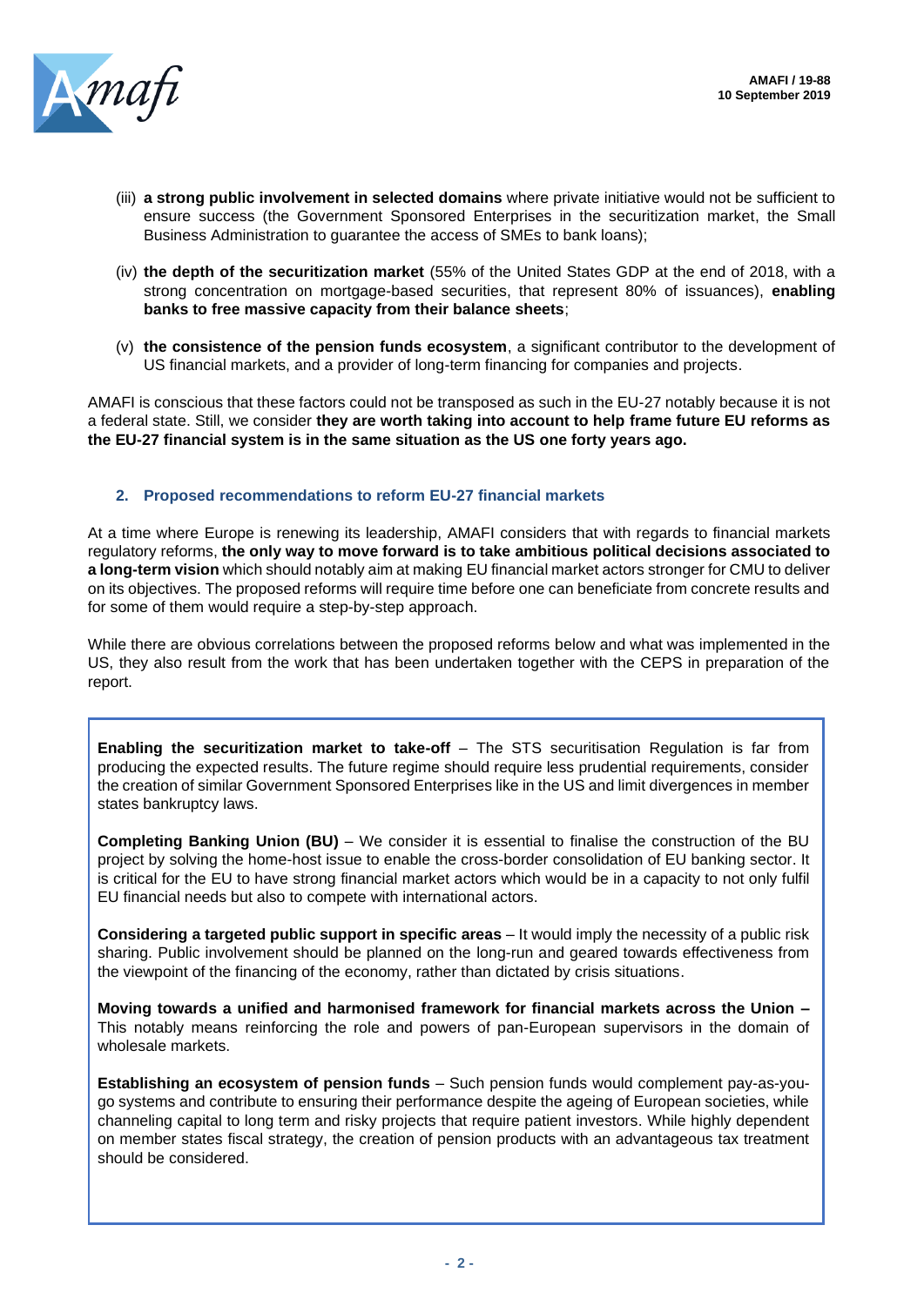(iii) **a strong public involvement in selected domains** where private initiative would not be sufficient to ensure success (the Government Sponsored Enterprises in the securitization market, the Small Business Administration to guarantee the access of SMEs to bank loans);

(iv) **the depth of the securitization market** (55% of the United States GDP at the end of 2018, with a strong concentration on mortgage-based securities, that represent 80% of issuances), **enabling banks to free massive capacity from their balance sheets**;

(v) **the consistence of the pension funds ecosystem**, a significant contributor to the development of US financial markets, and a provider of long-term financing for companies and projects.

AMAFI is conscious that these factors could not be transposed as such in the EU-27 notably because it is not a federal state. Still, we consider **they are worth taking into account to help frame future EU reforms as the EU-27 financial system is in the same situation as the US one forty years ago.**

## 2. Proposed recommendations to reform EU-27 financial markets

At a time where Europe is renewing its leadership, AMAFI considers that with regards to financial markets regulatory reforms, **the only way to move forward is to take ambitious political decisions associated to a long-term vision** which should notably aim at making EU financial market actors stronger for CMU to deliver on its objectives. The proposed reforms will require time before one can beneficiate from concrete results and for some of them would require a step-by-step approach.

While there are obvious correlations between the proposed reforms below and what was implemented in the US, they also result from the work that has been undertaken together with the CEPS in preparation of the report.

**Enabling the securitization market to take-off** – The STS securitisation Regulation is far from producing the expected results. The future regime should require less prudential requirements, consider the creation of similar Government Sponsored Enterprises like in the US and limit divergences in member states bankruptcy laws.

**Completing Banking Union (BU)** – We consider it is essential to finalise the construction of the BU project by solving the home-host issue to enable the cross-border consolidation of EU banking sector. It is critical for the EU to have strong financial market actors which would be in a capacity to not only fulfil EU financial needs but also to compete with international actors.

**Considering a targeted public support in specific areas** – It would imply the necessity of a public risk sharing. Public involvement should be planned on the long-run and geared towards effectiveness from the viewpoint of the financing of the economy, rather than dictated by crisis situations.

**Moving towards a unified and harmonised framework for financial markets across the Union –** This notably means reinforcing the role and powers of pan-European supervisors in the domain of wholesale markets.

**Establishing an ecosystem of pension funds** – Such pension funds would complement pay-as-you-go systems and contribute to ensuring their performance despite the ageing of European societies, while channeling capital to long term and risky projects that require patient investors. While highly dependent on member states fiscal strategy, the creation of pension products with an advantageous tax treatment should be considered.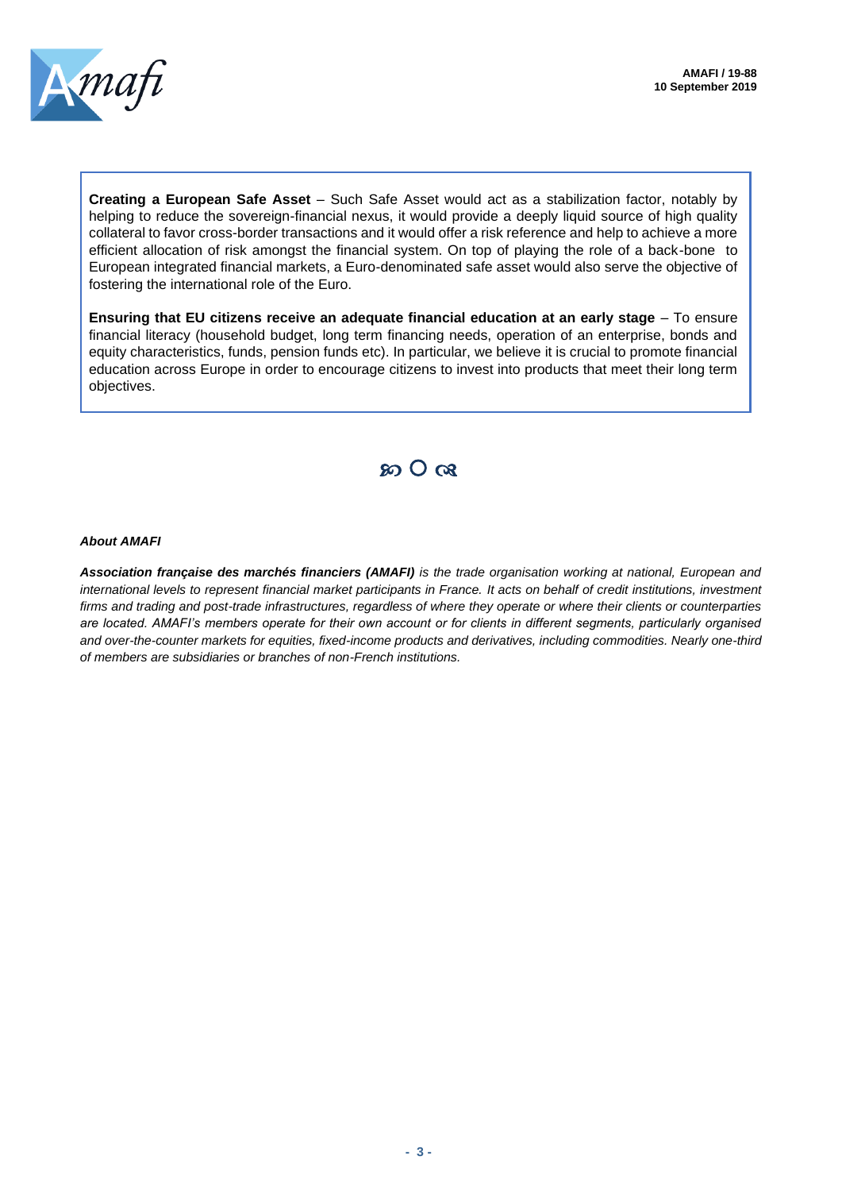**Creating a European Safe Asset** – Such Safe Asset would act as a stabilization factor, notably by helping to reduce the sovereign-financial nexus, it would provide a deeply liquid source of high quality collateral to favor cross-border transactions and it would offer a risk reference and help to achieve a more efficient allocation of risk amongst the financial system. On top of playing the role of a back-bone to European integrated financial markets, a Euro-denominated safe asset would also serve the objective of fostering the international role of the Euro.

**Ensuring that EU citizens receive an adequate financial education at an early stage** – To ensure financial literacy (household budget, long term financing needs, operation of an enterprise, bonds and equity characteristics, funds, pension funds etc). In particular, we believe it is crucial to promote financial education across Europe in order to encourage citizens to invest into products that meet their long term objectives.

ꕤ O ꕤ

***About AMAFI***

***Association française des marchés financiers (AMAFI)*** *is the trade organisation working at national, European and international levels to represent financial market participants in France. It acts on behalf of credit institutions, investment firms and trading and post-trade infrastructures, regardless of where they operate or where their clients or counterparties are located. AMAFI's members operate for their own account or for clients in different segments, particularly organised and over-the-counter markets for equities, fixed-income products and derivatives, including commodities. Nearly one-third of members are subsidiaries or branches of non-French institutions.*